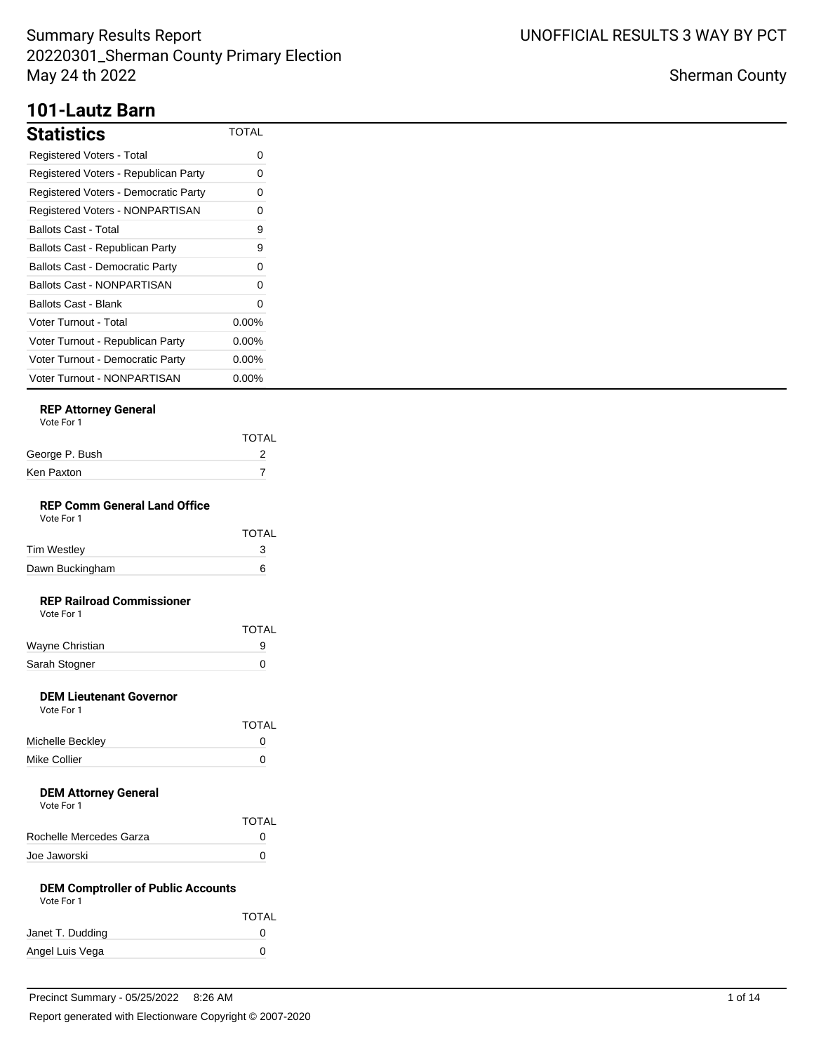# Summary Results Report
## 20220301_Sherman County Primary Election
## May 24 th 2022

UNOFFICIAL RESULTS 3 WAY BY PCT

Sherman County

## 101-Lautz Barn

| Statistics | TOTAL |
|---|---|
| Registered Voters - Total | 0 |
| Registered Voters - Republican Party | 0 |
| Registered Voters - Democratic Party | 0 |
| Registered Voters - NONPARTISAN | 0 |
| Ballots Cast - Total | 9 |
| Ballots Cast - Republican Party | 9 |
| Ballots Cast - Democratic Party | 0 |
| Ballots Cast - NONPARTISAN | 0 |
| Ballots Cast - Blank | 0 |
| Voter Turnout - Total | 0.00% |
| Voter Turnout - Republican Party | 0.00% |
| Voter Turnout - Democratic Party | 0.00% |
| Voter Turnout - NONPARTISAN | 0.00% |

### REP Attorney General
Vote For 1

| | TOTAL |
|---|---|
| George P. Bush | 2 |
| Ken Paxton | 7 |

### REP Comm General Land Office
Vote For 1

| | TOTAL |
|---|---|
| Tim Westley | 3 |
| Dawn Buckingham | 6 |

### REP Railroad Commissioner
Vote For 1

| | TOTAL |
|---|---|
| Wayne Christian | 9 |
| Sarah Stogner | 0 |

### DEM Lieutenant Governor
Vote For 1

| | TOTAL |
|---|---|
| Michelle Beckley | 0 |
| Mike Collier | 0 |

### DEM Attorney General
Vote For 1

| | TOTAL |
|---|---|
| Rochelle Mercedes Garza | 0 |
| Joe Jaworski | 0 |

### DEM Comptroller of Public Accounts
Vote For 1

| | TOTAL |
|---|---|
| Janet T. Dudding | 0 |
| Angel Luis Vega | 0 |

Precinct Summary - 05/25/2022 8:26 AM

Report generated with Electionware Copyright © 2007-2020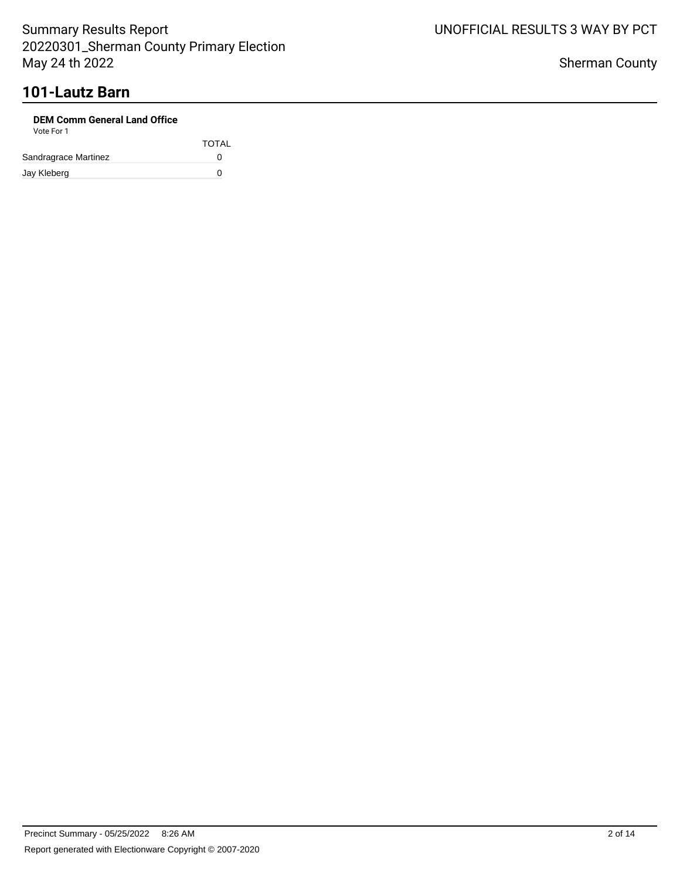## 101-Lautz Barn

**DEM Comm General Land Office**

Vote For 1

| | TOTAL |
|---|---|
| Sandragrace Martinez | 0 |
| Jay Kleberg | 0 |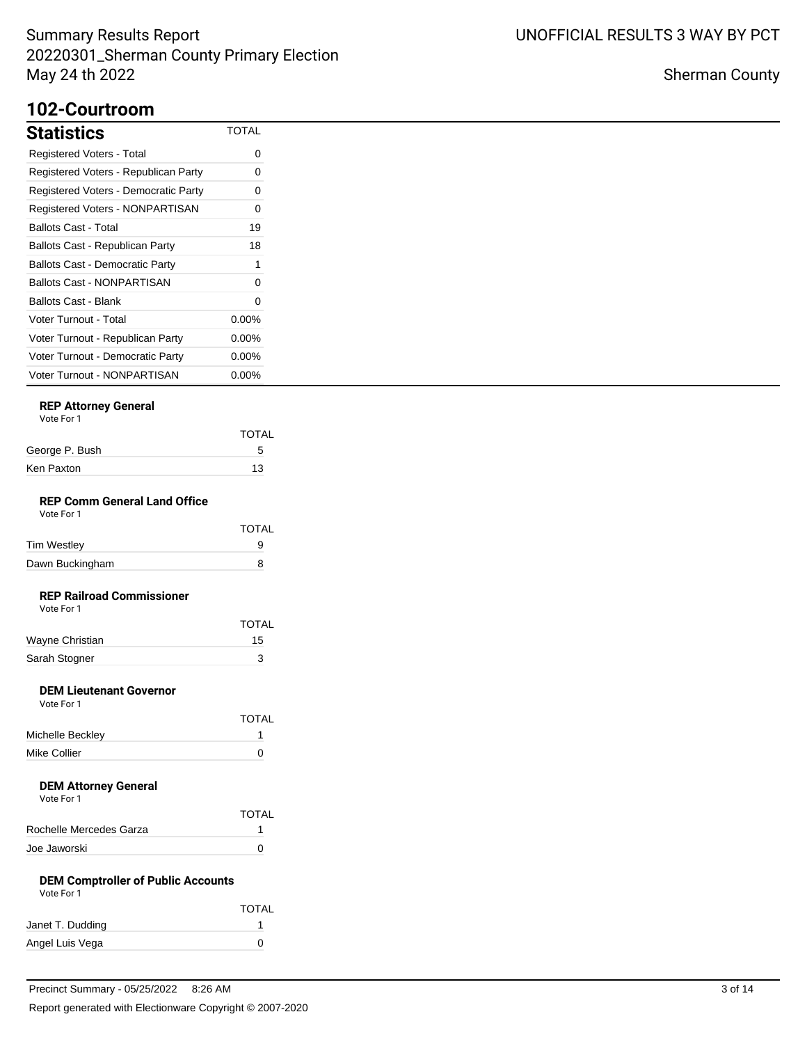## 102-Courtroom

| Statistics | TOTAL |
| --- | --- |
| Registered Voters - Total | 0 |
| Registered Voters - Republican Party | 0 |
| Registered Voters - Democratic Party | 0 |
| Registered Voters - NONPARTISAN | 0 |
| Ballots Cast - Total | 19 |
| Ballots Cast - Republican Party | 18 |
| Ballots Cast - Democratic Party | 1 |
| Ballots Cast - NONPARTISAN | 0 |
| Ballots Cast - Blank | 0 |
| Voter Turnout - Total | 0.00% |
| Voter Turnout - Republican Party | 0.00% |
| Voter Turnout - Democratic Party | 0.00% |
| Voter Turnout - NONPARTISAN | 0.00% |

### REP Attorney General
Vote For 1

| | TOTAL |
| --- | --- |
| George P. Bush | 5 |
| Ken Paxton | 13 |

### REP Comm General Land Office
Vote For 1

| | TOTAL |
| --- | --- |
| Tim Westley | 9 |
| Dawn Buckingham | 8 |

### REP Railroad Commissioner
Vote For 1

| | TOTAL |
| --- | --- |
| Wayne Christian | 15 |
| Sarah Stogner | 3 |

### DEM Lieutenant Governor
Vote For 1

| | TOTAL |
| --- | --- |
| Michelle Beckley | 1 |
| Mike Collier | 0 |

### DEM Attorney General
Vote For 1

| | TOTAL |
| --- | --- |
| Rochelle Mercedes Garza | 1 |
| Joe Jaworski | 0 |

### DEM Comptroller of Public Accounts
Vote For 1

| | TOTAL |
| --- | --- |
| Janet T. Dudding | 1 |
| Angel Luis Vega | 0 |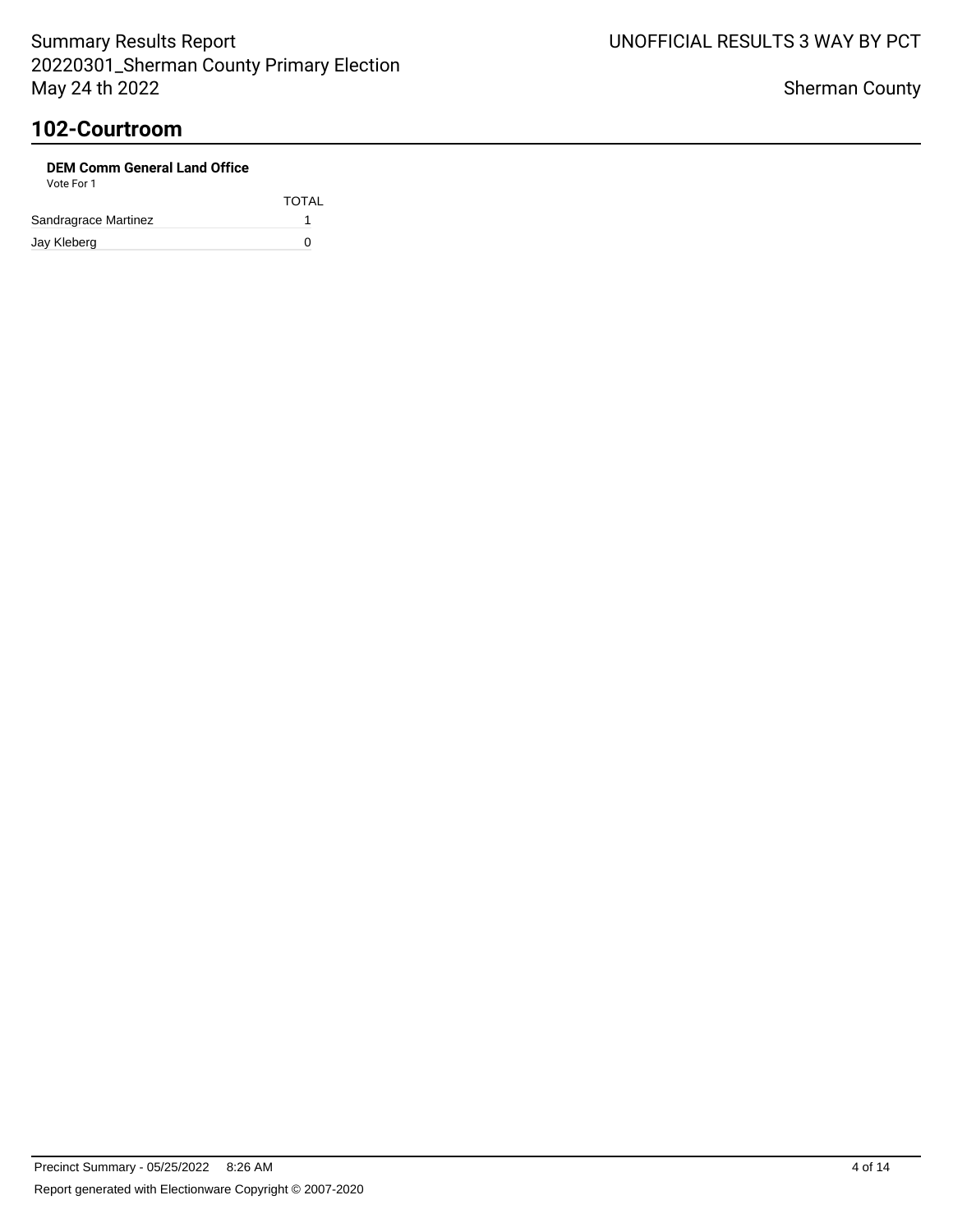## 102-Courtroom

**DEM Comm General Land Office**

Vote For 1

| | TOTAL |
|---|---|
| Sandragrace Martinez | 1 |
| Jay Kleberg | 0 |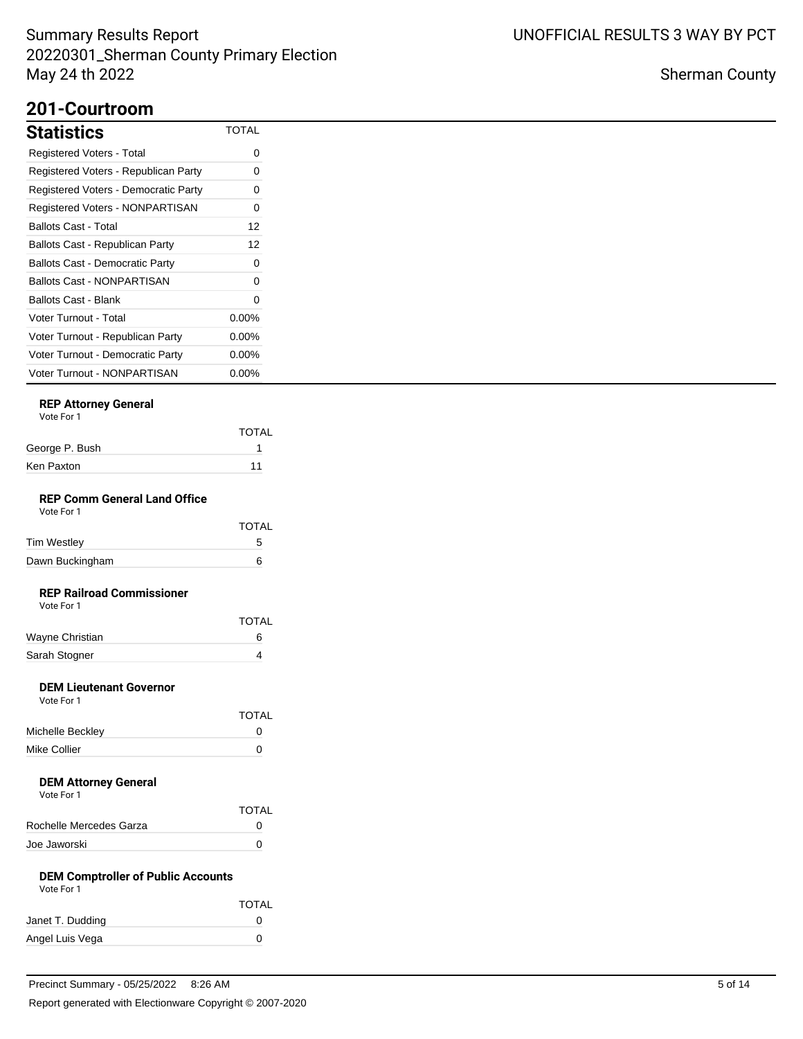# 201-Courtroom

## Statistics

| Statistics | TOTAL |
|---|---|
| Registered Voters - Total | 0 |
| Registered Voters - Republican Party | 0 |
| Registered Voters - Democratic Party | 0 |
| Registered Voters - NONPARTISAN | 0 |
| Ballots Cast - Total | 12 |
| Ballots Cast - Republican Party | 12 |
| Ballots Cast - Democratic Party | 0 |
| Ballots Cast - NONPARTISAN | 0 |
| Ballots Cast - Blank | 0 |
| Voter Turnout - Total | 0.00% |
| Voter Turnout - Republican Party | 0.00% |
| Voter Turnout - Democratic Party | 0.00% |
| Voter Turnout - NONPARTISAN | 0.00% |

### REP Attorney General

Vote For 1

| | TOTAL |
|---|---|
| George P. Bush | 1 |
| Ken Paxton | 11 |

### REP Comm General Land Office

Vote For 1

| | TOTAL |
|---|---|
| Tim Westley | 5 |
| Dawn Buckingham | 6 |

### REP Railroad Commissioner

Vote For 1

| | TOTAL |
|---|---|
| Wayne Christian | 6 |
| Sarah Stogner | 4 |

### DEM Lieutenant Governor

Vote For 1

| | TOTAL |
|---|---|
| Michelle Beckley | 0 |
| Mike Collier | 0 |

### DEM Attorney General

Vote For 1

| | TOTAL |
|---|---|
| Rochelle Mercedes Garza | 0 |
| Joe Jaworski | 0 |

### DEM Comptroller of Public Accounts

Vote For 1

| | TOTAL |
|---|---|
| Janet T. Dudding | 0 |
| Angel Luis Vega | 0 |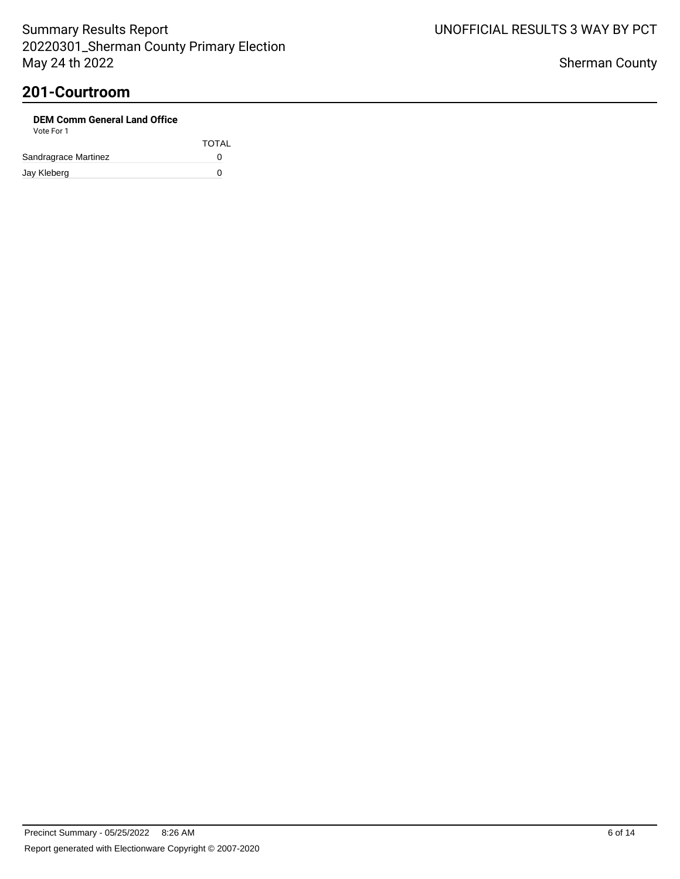## 201-Courtroom

**DEM Comm General Land Office**

Vote For 1

| | TOTAL |
|---|---|
| Sandragrace Martinez | 0 |
| Jay Kleberg | 0 |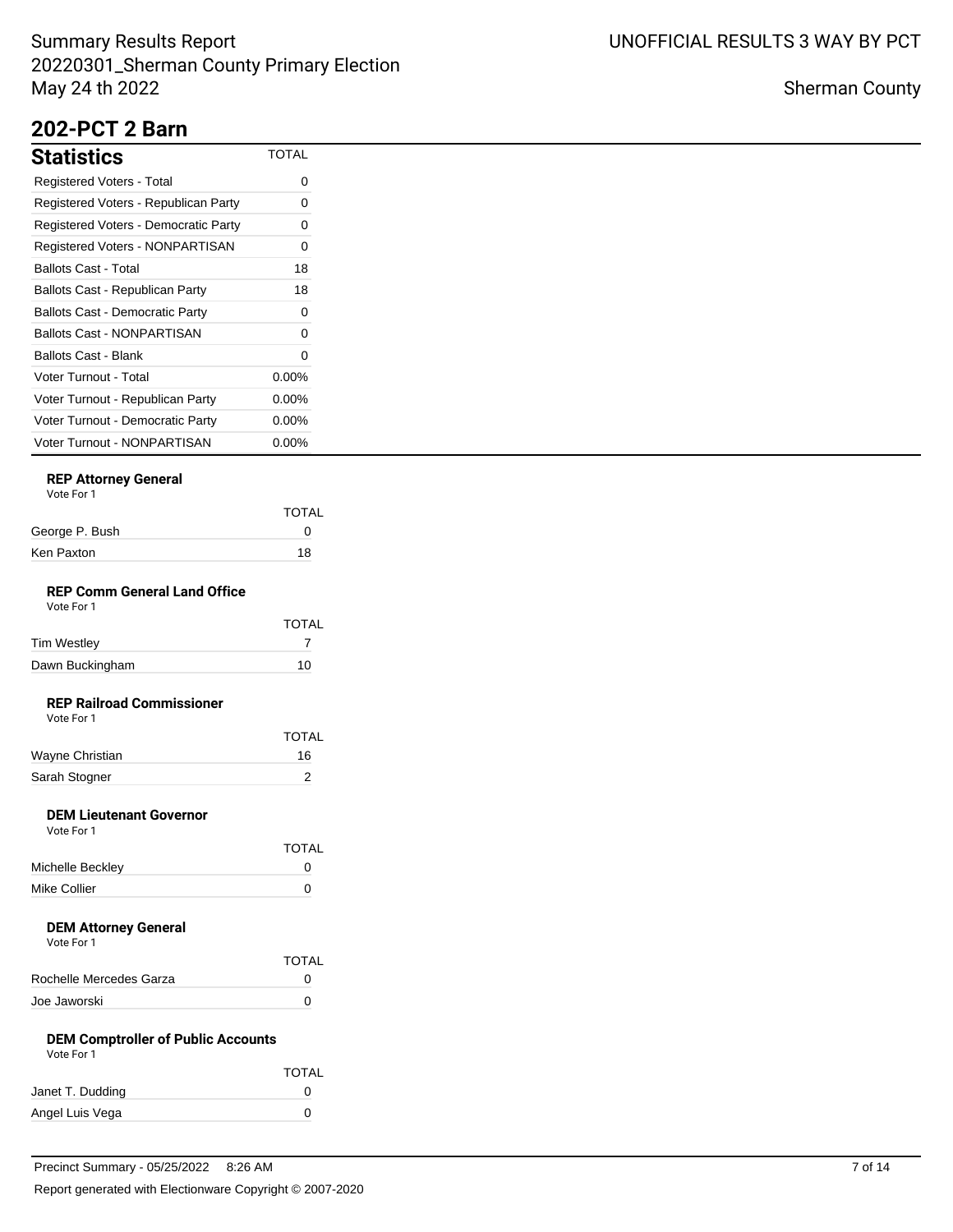# 202-PCT 2 Barn

## Statistics

| Statistics | TOTAL |
|---|---|
| Registered Voters - Total | 0 |
| Registered Voters - Republican Party | 0 |
| Registered Voters - Democratic Party | 0 |
| Registered Voters - NONPARTISAN | 0 |
| Ballots Cast - Total | 18 |
| Ballots Cast - Republican Party | 18 |
| Ballots Cast - Democratic Party | 0 |
| Ballots Cast - NONPARTISAN | 0 |
| Ballots Cast - Blank | 0 |
| Voter Turnout - Total | 0.00% |
| Voter Turnout - Republican Party | 0.00% |
| Voter Turnout - Democratic Party | 0.00% |
| Voter Turnout - NONPARTISAN | 0.00% |

### REP Attorney General

Vote For 1

| | TOTAL |
|---|---|
| George P. Bush | 0 |
| Ken Paxton | 18 |

### REP Comm General Land Office

Vote For 1

| | TOTAL |
|---|---|
| Tim Westley | 7 |
| Dawn Buckingham | 10 |

### REP Railroad Commissioner

Vote For 1

| | TOTAL |
|---|---|
| Wayne Christian | 16 |
| Sarah Stogner | 2 |

### DEM Lieutenant Governor

Vote For 1

| | TOTAL |
|---|---|
| Michelle Beckley | 0 |
| Mike Collier | 0 |

### DEM Attorney General

Vote For 1

| | TOTAL |
|---|---|
| Rochelle Mercedes Garza | 0 |
| Joe Jaworski | 0 |

### DEM Comptroller of Public Accounts

Vote For 1

| | TOTAL |
|---|---|
| Janet T. Dudding | 0 |
| Angel Luis Vega | 0 |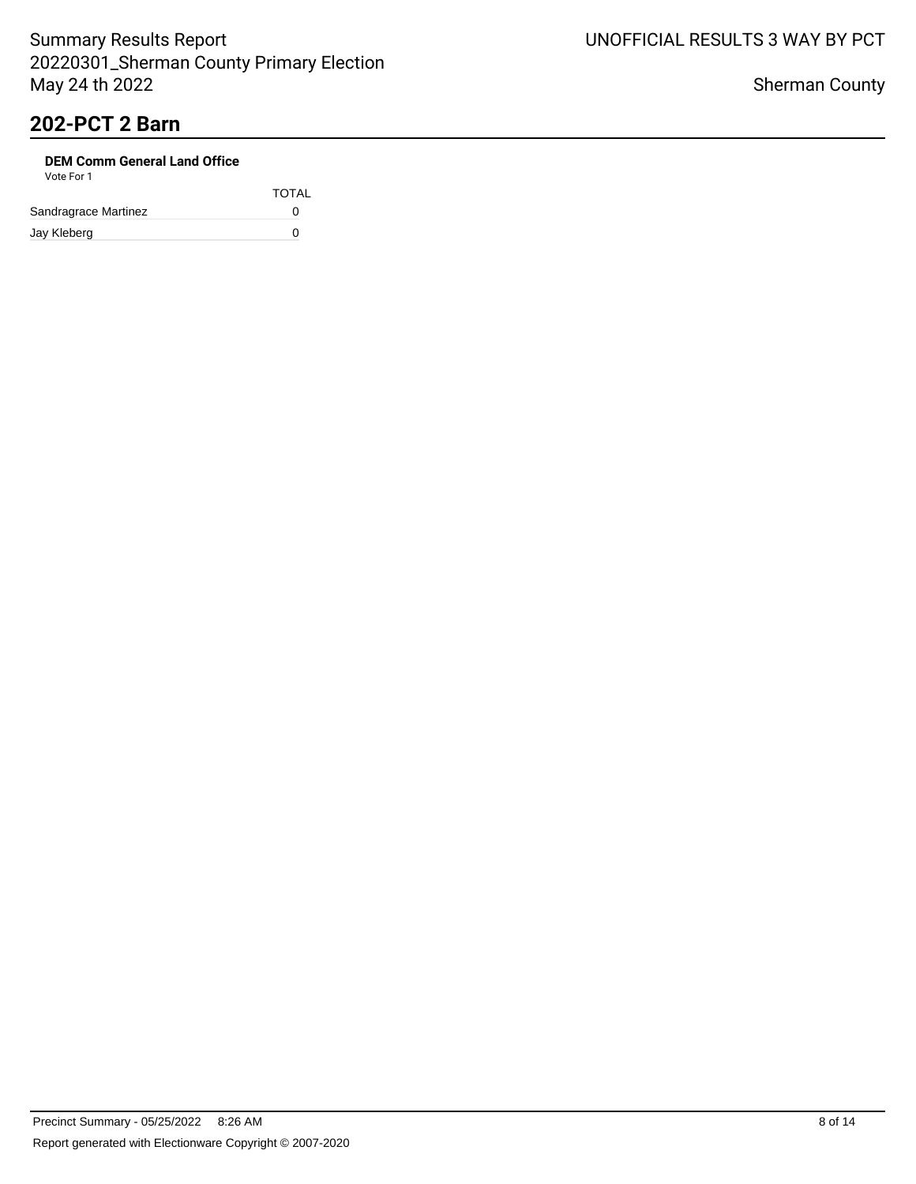## 202-PCT 2 Barn

**DEM Comm General Land Office**

Vote For 1

| | TOTAL |
|---|---|
| Sandragrace Martinez | 0 |
| Jay Kleberg | 0 |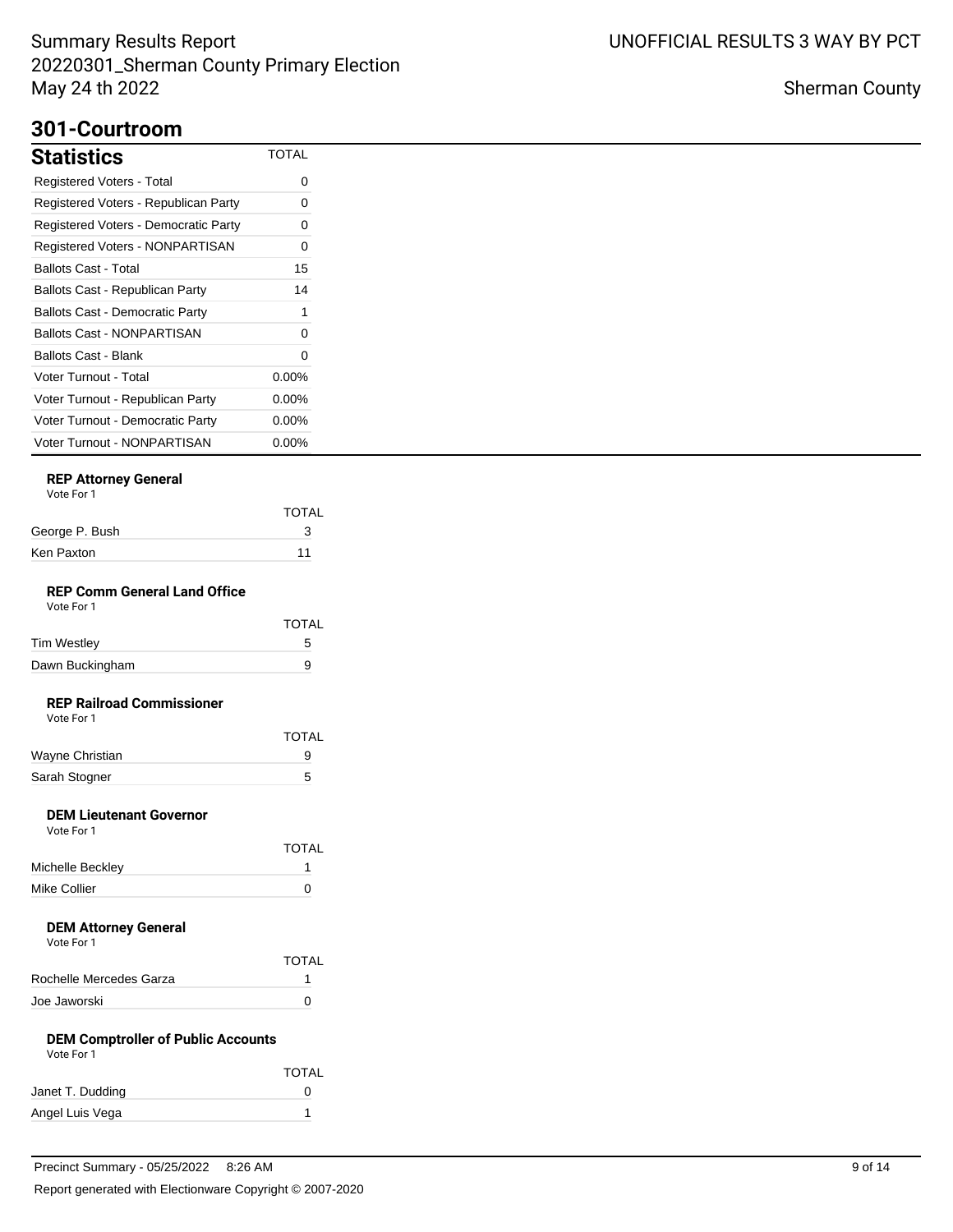# 301-Courtroom

## Statistics

| Statistics | TOTAL |
|---|---|
| Registered Voters - Total | 0 |
| Registered Voters - Republican Party | 0 |
| Registered Voters - Democratic Party | 0 |
| Registered Voters - NONPARTISAN | 0 |
| Ballots Cast - Total | 15 |
| Ballots Cast - Republican Party | 14 |
| Ballots Cast - Democratic Party | 1 |
| Ballots Cast - NONPARTISAN | 0 |
| Ballots Cast - Blank | 0 |
| Voter Turnout - Total | 0.00% |
| Voter Turnout - Republican Party | 0.00% |
| Voter Turnout - Democratic Party | 0.00% |
| Voter Turnout - NONPARTISAN | 0.00% |

### REP Attorney General

Vote For 1

| | TOTAL |
|---|---|
| George P. Bush | 3 |
| Ken Paxton | 11 |

### REP Comm General Land Office

Vote For 1

| | TOTAL |
|---|---|
| Tim Westley | 5 |
| Dawn Buckingham | 9 |

### REP Railroad Commissioner

Vote For 1

| | TOTAL |
|---|---|
| Wayne Christian | 9 |
| Sarah Stogner | 5 |

### DEM Lieutenant Governor

Vote For 1

| | TOTAL |
|---|---|
| Michelle Beckley | 1 |
| Mike Collier | 0 |

### DEM Attorney General

Vote For 1

| | TOTAL |
|---|---|
| Rochelle Mercedes Garza | 1 |
| Joe Jaworski | 0 |

### DEM Comptroller of Public Accounts

Vote For 1

| | TOTAL |
|---|---|
| Janet T. Dudding | 0 |
| Angel Luis Vega | 1 |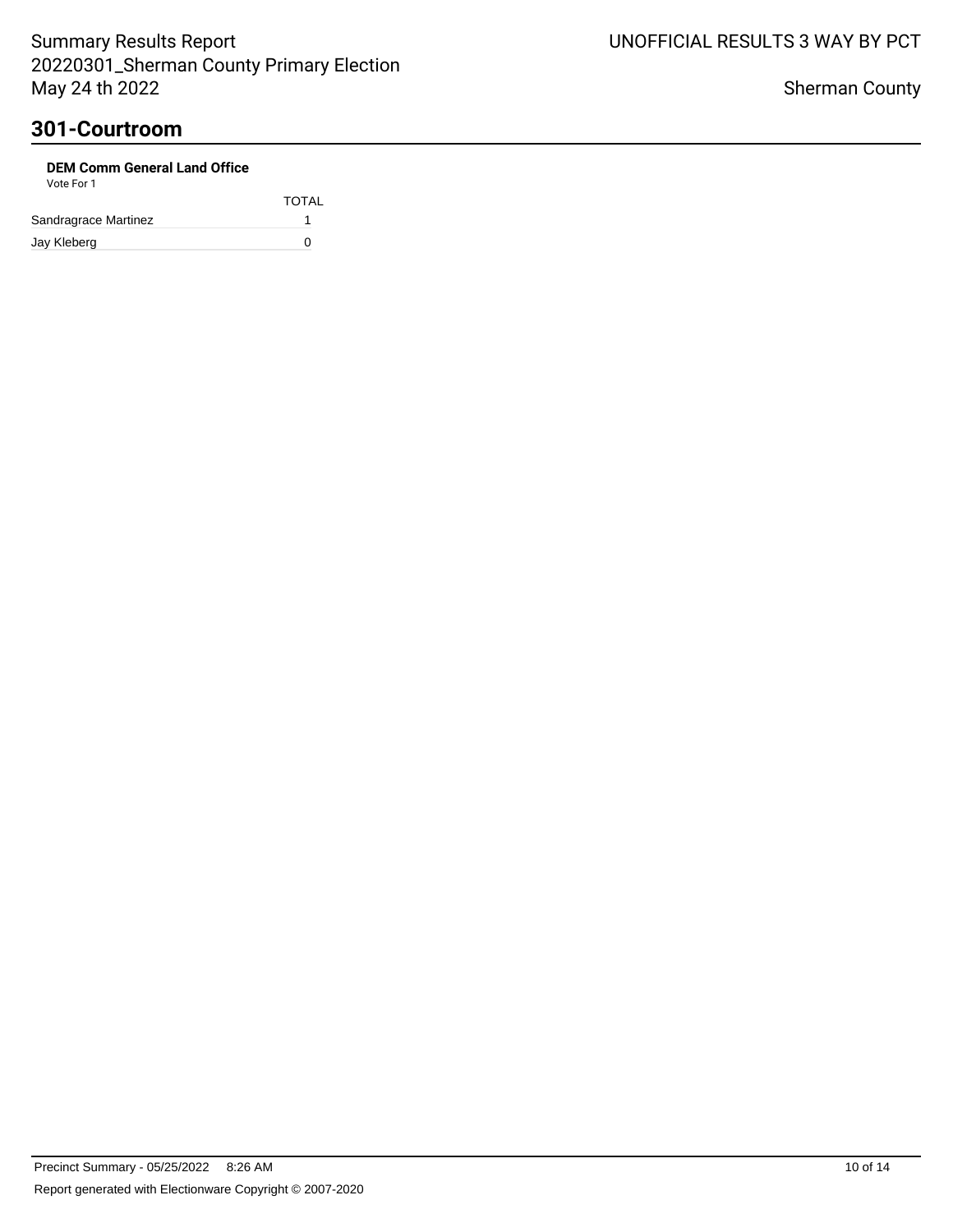# 301-Courtroom

**DEM Comm General Land Office**

Vote For 1

| | TOTAL |
|---|---|
| Sandragrace Martinez | 1 |
| Jay Kleberg | 0 |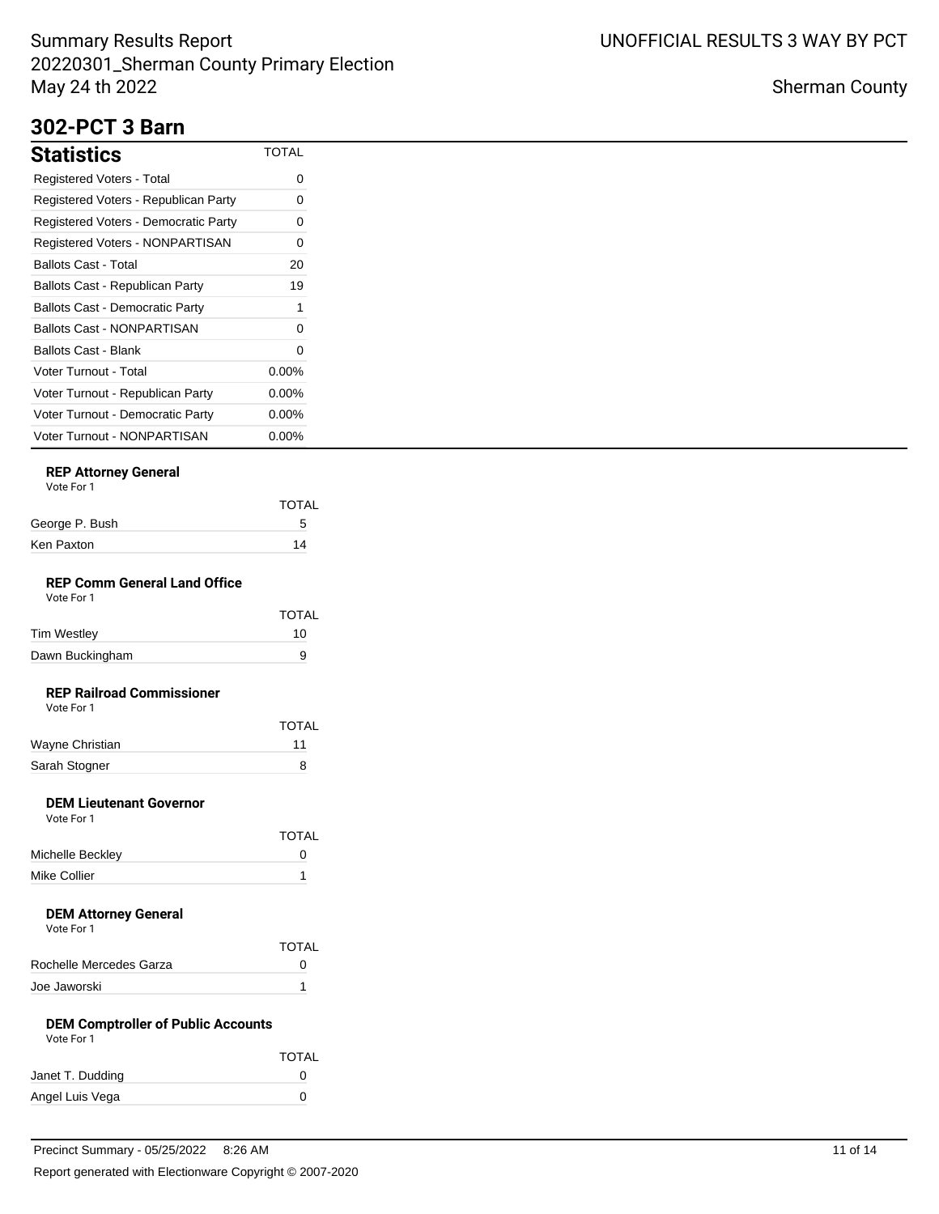## 302-PCT 3 Barn

### Statistics

| Statistics | TOTAL |
|---|---|
| Registered Voters - Total | 0 |
| Registered Voters - Republican Party | 0 |
| Registered Voters - Democratic Party | 0 |
| Registered Voters - NONPARTISAN | 0 |
| Ballots Cast - Total | 20 |
| Ballots Cast - Republican Party | 19 |
| Ballots Cast - Democratic Party | 1 |
| Ballots Cast - NONPARTISAN | 0 |
| Ballots Cast - Blank | 0 |
| Voter Turnout - Total | 0.00% |
| Voter Turnout - Republican Party | 0.00% |
| Voter Turnout - Democratic Party | 0.00% |
| Voter Turnout - NONPARTISAN | 0.00% |

**REP Attorney General**
Vote For 1

| | TOTAL |
|---|---|
| George P. Bush | 5 |
| Ken Paxton | 14 |

**REP Comm General Land Office**
Vote For 1

| | TOTAL |
|---|---|
| Tim Westley | 10 |
| Dawn Buckingham | 9 |

**REP Railroad Commissioner**
Vote For 1

| | TOTAL |
|---|---|
| Wayne Christian | 11 |
| Sarah Stogner | 8 |

**DEM Lieutenant Governor**
Vote For 1

| | TOTAL |
|---|---|
| Michelle Beckley | 0 |
| Mike Collier | 1 |

**DEM Attorney General**
Vote For 1

| | TOTAL |
|---|---|
| Rochelle Mercedes Garza | 0 |
| Joe Jaworski | 1 |

**DEM Comptroller of Public Accounts**
Vote For 1

| | TOTAL |
|---|---|
| Janet T. Dudding | 0 |
| Angel Luis Vega | 0 |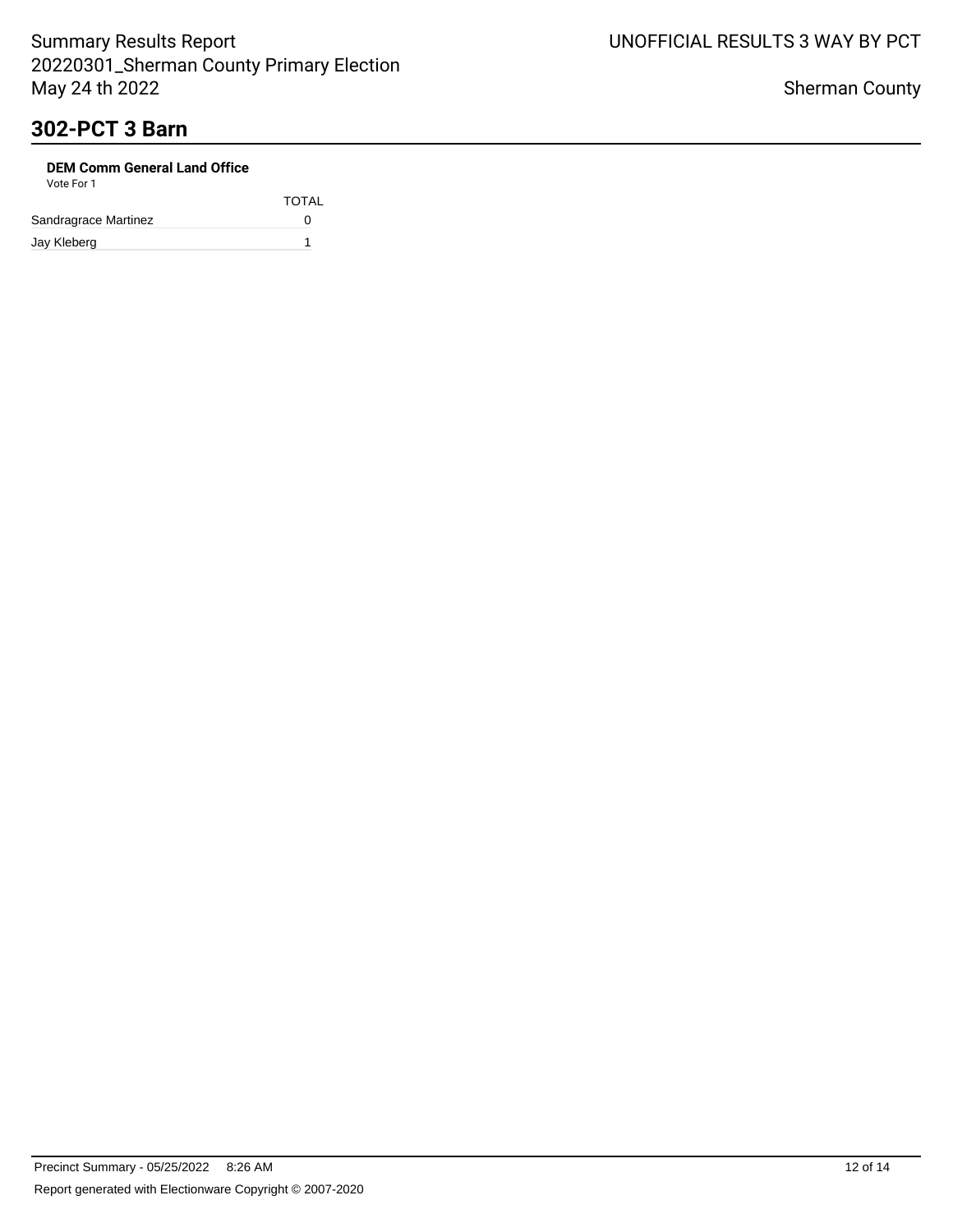## 302-PCT 3 Barn

**DEM Comm General Land Office**

Vote For 1

| | TOTAL |
|---|---|
| Sandragrace Martinez | 0 |
| Jay Kleberg | 1 |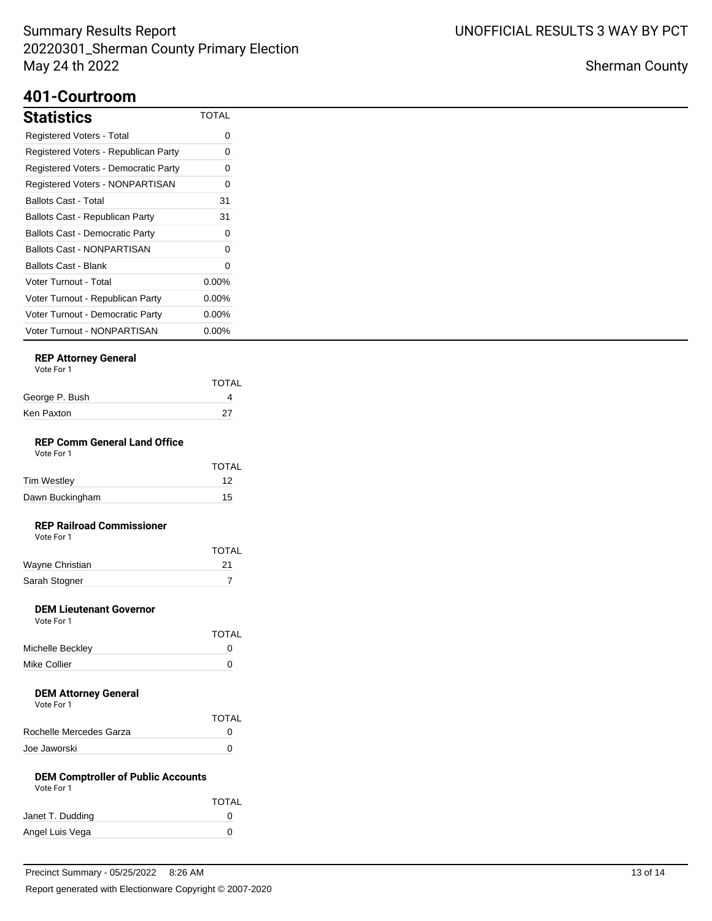# 401-Courtroom

## Statistics

| Statistics | TOTAL |
|---|---|
| Registered Voters - Total | 0 |
| Registered Voters - Republican Party | 0 |
| Registered Voters - Democratic Party | 0 |
| Registered Voters - NONPARTISAN | 0 |
| Ballots Cast - Total | 31 |
| Ballots Cast - Republican Party | 31 |
| Ballots Cast - Democratic Party | 0 |
| Ballots Cast - NONPARTISAN | 0 |
| Ballots Cast - Blank | 0 |
| Voter Turnout - Total | 0.00% |
| Voter Turnout - Republican Party | 0.00% |
| Voter Turnout - Democratic Party | 0.00% |
| Voter Turnout - NONPARTISAN | 0.00% |

### REP Attorney General

Vote For 1

| | TOTAL |
|---|---|
| George P. Bush | 4 |
| Ken Paxton | 27 |

### REP Comm General Land Office

Vote For 1

| | TOTAL |
|---|---|
| Tim Westley | 12 |
| Dawn Buckingham | 15 |

### REP Railroad Commissioner

Vote For 1

| | TOTAL |
|---|---|
| Wayne Christian | 21 |
| Sarah Stogner | 7 |

### DEM Lieutenant Governor

Vote For 1

| | TOTAL |
|---|---|
| Michelle Beckley | 0 |
| Mike Collier | 0 |

### DEM Attorney General

Vote For 1

| | TOTAL |
|---|---|
| Rochelle Mercedes Garza | 0 |
| Joe Jaworski | 0 |

### DEM Comptroller of Public Accounts

Vote For 1

| | TOTAL |
|---|---|
| Janet T. Dudding | 0 |
| Angel Luis Vega | 0 |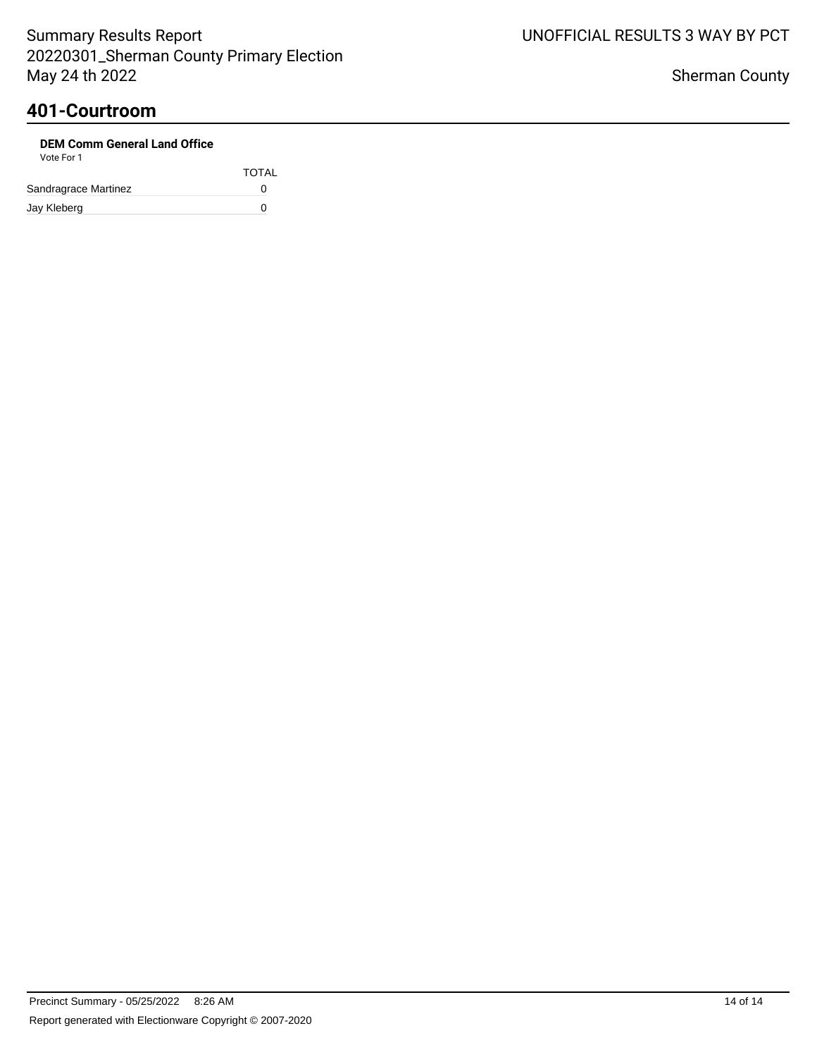## 401-Courtroom

**DEM Comm General Land Office**

Vote For 1

| | TOTAL |
|---|---|
| Sandragrace Martinez | 0 |
| Jay Kleberg | 0 |